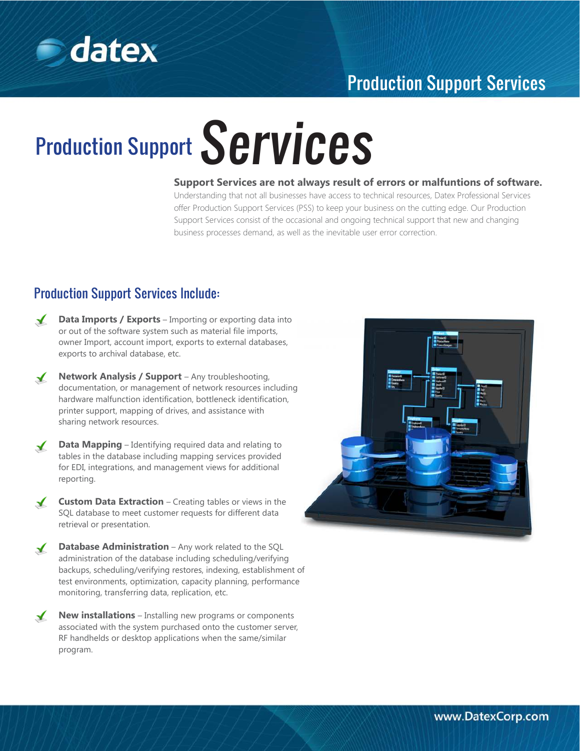# Production Support Services

**Support Services are not always result of errors or malfuntions of software.**

Understanding that not all businesses have access to technical resources, Datex Professional Services offer Production Support Services (PSS) to keep your business on the cutting edge. Our Production Support Services consist of the occasional and ongoing technical support that new and changing business processes demand, as well as the inevitable user error correction.

## Production Support Services Include:

- **Data Imports / Exports** – Importing or exporting data into or out of the software system such as material file imports, owner Import, account import, exports to external databases, exports to archival database, etc.

- **Network Analysis / Support** – Any troubleshooting, documentation, or management of network resources including hardware malfunction identification, bottleneck identification, printer support, mapping of drives, and assistance with sharing network resources.

- **Data Mapping** – Identifying required data and relating to tables in the database including mapping services provided for EDI, integrations, and management views for additional reporting.

- **Custom Data Extraction** – Creating tables or views in the SQL database to meet customer requests for different data retrieval or presentation.

- **Database Administration** – Any work related to the SQL administration of the database including scheduling/verifying backups, scheduling/verifying restores, indexing, establishment of test environments, optimization, capacity planning, performance monitoring, transferring data, replication, etc.

- **New installations** – Installing new programs or components associated with the system purchased onto the customer server, RF handhelds or desktop applications when the same/similar program.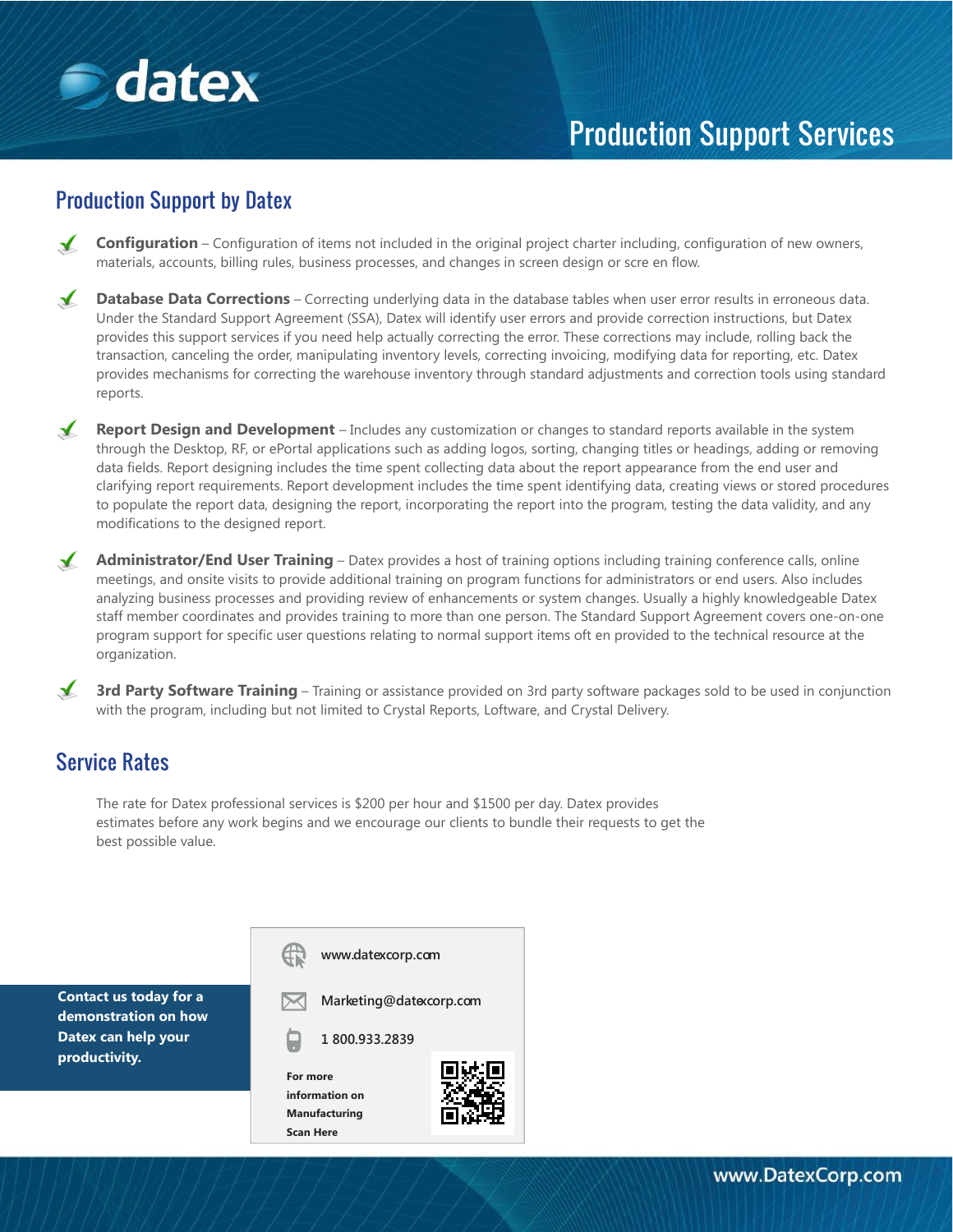# Production Support Services

## Production Support by Datex

- **Configuration** – Configuration of items not included in the original project charter including, configuration of new owners, materials, accounts, billing rules, business processes, and changes in screen design or scre en flow.

- **Database Data Corrections** – Correcting underlying data in the database tables when user error results in erroneous data. Under the Standard Support Agreement (SSA), Datex will identify user errors and provide correction instructions, but Datex provides this support services if you need help actually correcting the error. These corrections may include, rolling back the transaction, canceling the order, manipulating inventory levels, correcting invoicing, modifying data for reporting, etc. Datex provides mechanisms for correcting the warehouse inventory through standard adjustments and correction tools using standard reports.

- **Report Design and Development** – Includes any customization or changes to standard reports available in the system through the Desktop, RF, or ePortal applications such as adding logos, sorting, changing titles or headings, adding or removing data fields. Report designing includes the time spent collecting data about the report appearance from the end user and clarifying report requirements. Report development includes the time spent identifying data, creating views or stored procedures to populate the report data, designing the report, incorporating the report into the program, testing the data validity, and any modifications to the designed report.

- **Administrator/End User Training** – Datex provides a host of training options including training conference calls, online meetings, and onsite visits to provide additional training on program functions for administrators or end users. Also includes analyzing business processes and providing review of enhancements or system changes. Usually a highly knowledgeable Datex staff member coordinates and provides training to more than one person. The Standard Support Agreement covers one-on-one program support for specific user questions relating to normal support items oft en provided to the technical resource at the organization.

- **3rd Party Software Training** – Training or assistance provided on 3rd party software packages sold to be used in conjunction with the program, including but not limited to Crystal Reports, Loftware, and Crystal Delivery.

## Service Rates

The rate for Datex professional services is $200 per hour and $1500 per day. Datex provides estimates before any work begins and we encourage our clients to bundle their requests to get the best possible value.

**Contact us today for a demonstration on how Datex can help your productivity.**

www.datexcorp.com

Marketing@datexcorp.com

1 800.933.2839

**For more information on Manufacturing Scan Here**

www.DatexCorp.com